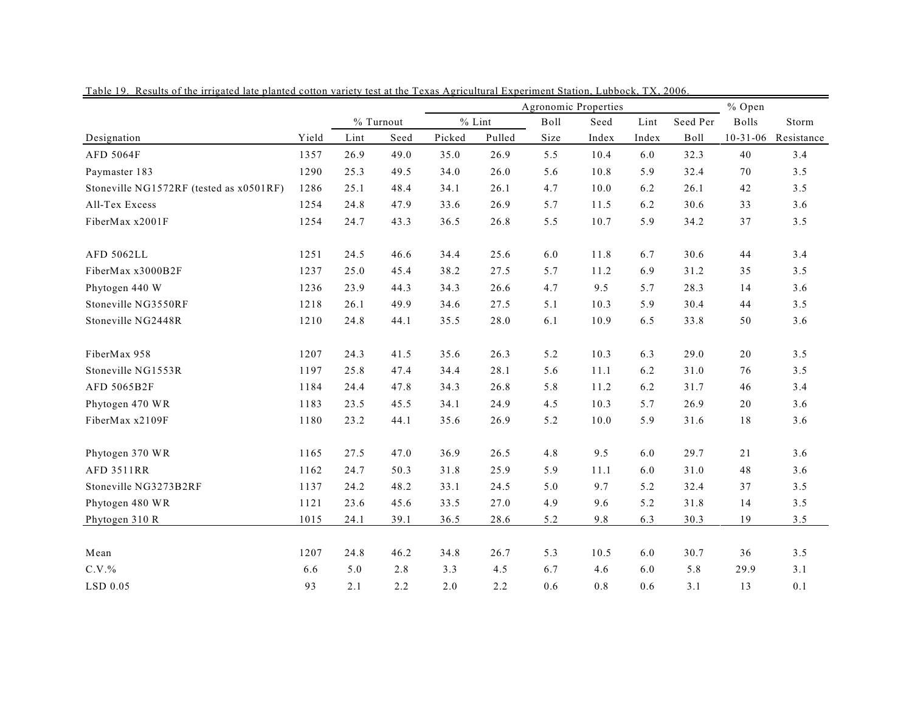Table 19. Results of the irrigated late planted cotton variety test at the Texas Agricultural Experiment Station, Lubbock, TX, 2006.

| | | % Turnout | | Agronomic Properties | | | | | | | % Open | |
|---|---|---|---|---|---|---|---|---|---|---|---|---|
| | | | | % Lint | | Boll | Seed | Lint | Seed Per | | Bolls | Storm |
| Designation | Yield | Lint | Seed | Picked | Pulled | Size | Index | Index | Boll | | 10-31-06 | Resistance |
| AFD 5064F | 1357 | 26.9 | 49.0 | 35.0 | 26.9 | 5.5 | 10.4 | 6.0 | 32.3 | | 40 | 3.4 |
| Paymaster 183 | 1290 | 25.3 | 49.5 | 34.0 | 26.0 | 5.6 | 10.8 | 5.9 | 32.4 | | 70 | 3.5 |
| Stoneville NG1572RF (tested as x0501RF) | 1286 | 25.1 | 48.4 | 34.1 | 26.1 | 4.7 | 10.0 | 6.2 | 26.1 | | 42 | 3.5 |
| All-Tex Excess | 1254 | 24.8 | 47.9 | 33.6 | 26.9 | 5.7 | 11.5 | 6.2 | 30.6 | | 33 | 3.6 |
| FiberMax x2001F | 1254 | 24.7 | 43.3 | 36.5 | 26.8 | 5.5 | 10.7 | 5.9 | 34.2 | | 37 | 3.5 |
| AFD 5062LL | 1251 | 24.5 | 46.6 | 34.4 | 25.6 | 6.0 | 11.8 | 6.7 | 30.6 | | 44 | 3.4 |
| FiberMax x3000B2F | 1237 | 25.0 | 45.4 | 38.2 | 27.5 | 5.7 | 11.2 | 6.9 | 31.2 | | 35 | 3.5 |
| Phytogen 440 W | 1236 | 23.9 | 44.3 | 34.3 | 26.6 | 4.7 | 9.5 | 5.7 | 28.3 | | 14 | 3.6 |
| Stoneville NG3550RF | 1218 | 26.1 | 49.9 | 34.6 | 27.5 | 5.1 | 10.3 | 5.9 | 30.4 | | 44 | 3.5 |
| Stoneville NG2448R | 1210 | 24.8 | 44.1 | 35.5 | 28.0 | 6.1 | 10.9 | 6.5 | 33.8 | | 50 | 3.6 |
| FiberMax 958 | 1207 | 24.3 | 41.5 | 35.6 | 26.3 | 5.2 | 10.3 | 6.3 | 29.0 | | 20 | 3.5 |
| Stoneville NG1553R | 1197 | 25.8 | 47.4 | 34.4 | 28.1 | 5.6 | 11.1 | 6.2 | 31.0 | | 76 | 3.5 |
| AFD 5065B2F | 1184 | 24.4 | 47.8 | 34.3 | 26.8 | 5.8 | 11.2 | 6.2 | 31.7 | | 46 | 3.4 |
| Phytogen 470 WR | 1183 | 23.5 | 45.5 | 34.1 | 24.9 | 4.5 | 10.3 | 5.7 | 26.9 | | 20 | 3.6 |
| FiberMax x2109F | 1180 | 23.2 | 44.1 | 35.6 | 26.9 | 5.2 | 10.0 | 5.9 | 31.6 | | 18 | 3.6 |
| Phytogen 370 WR | 1165 | 27.5 | 47.0 | 36.9 | 26.5 | 4.8 | 9.5 | 6.0 | 29.7 | | 21 | 3.6 |
| AFD 3511RR | 1162 | 24.7 | 50.3 | 31.8 | 25.9 | 5.9 | 11.1 | 6.0 | 31.0 | | 48 | 3.6 |
| Stoneville NG3273B2RF | 1137 | 24.2 | 48.2 | 33.1 | 24.5 | 5.0 | 9.7 | 5.2 | 32.4 | | 37 | 3.5 |
| Phytogen 480 WR | 1121 | 23.6 | 45.6 | 33.5 | 27.0 | 4.9 | 9.6 | 5.2 | 31.8 | | 14 | 3.5 |
| Phytogen 310 R | 1015 | 24.1 | 39.1 | 36.5 | 28.6 | 5.2 | 9.8 | 6.3 | 30.3 | | 19 | 3.5 |
| Mean | 1207 | 24.8 | 46.2 | 34.8 | 26.7 | 5.3 | 10.5 | 6.0 | 30.7 | | 36 | 3.5 |
| C.V.% | 6.6 | 5.0 | 2.8 | 3.3 | 4.5 | 6.7 | 4.6 | 6.0 | 5.8 | | 29.9 | 3.1 |
| LSD 0.05 | 93 | 2.1 | 2.2 | 2.0 | 2.2 | 0.6 | 0.8 | 0.6 | 3.1 | | 13 | 0.1 |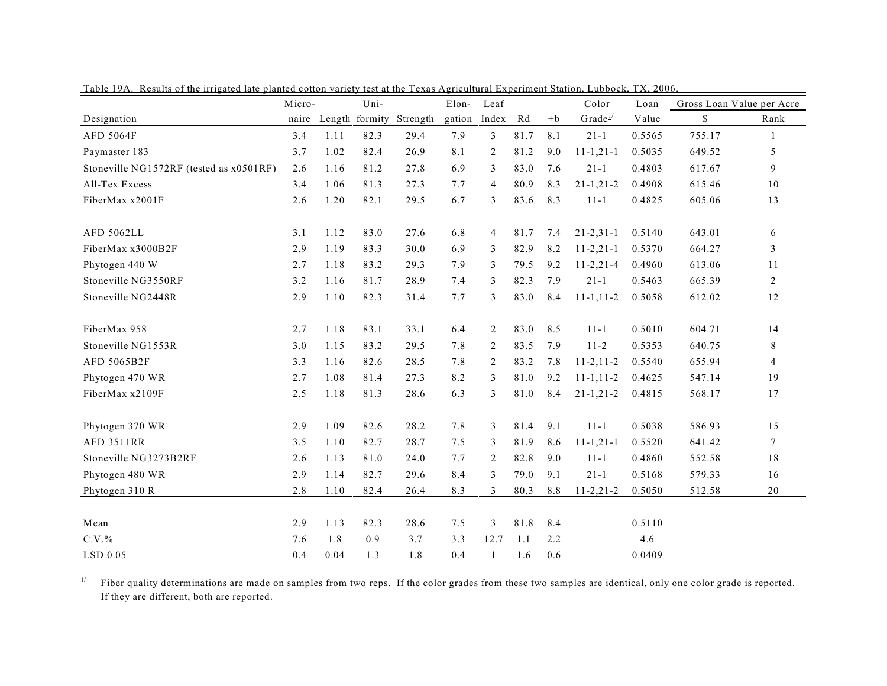Table 19A. Results of the irrigated late planted cotton variety test at the Texas Agricultural Experiment Station, Lubbock, TX, 2006.

| Designation | Micro-naire | Length | Uni-formity | Strength | Elon-gation | Leaf Index | Rd | +b | Color Grade[1/] | Loan Value | Gross Loan Value per Acre | |
|---|---|---|---|---|---|---|---|---|---|---|---|---|
| | | | | | | | | | | | $ | Rank |
| AFD 5064F | 3.4 | 1.11 | 82.3 | 29.4 | 7.9 | 3 | 81.7 | 8.1 | 21-1 | 0.5565 | 755.17 | 1 |
| Paymaster 183 | 3.7 | 1.02 | 82.4 | 26.9 | 8.1 | 2 | 81.2 | 9.0 | 11-1,21-1 | 0.5035 | 649.52 | 5 |
| Stoneville NG1572RF (tested as x0501RF) | 2.6 | 1.16 | 81.2 | 27.8 | 6.9 | 3 | 83.0 | 7.6 | 21-1 | 0.4803 | 617.67 | 9 |
| All-Tex Excess | 3.4 | 1.06 | 81.3 | 27.3 | 7.7 | 4 | 80.9 | 8.3 | 21-1,21-2 | 0.4908 | 615.46 | 10 |
| FiberMax x2001F | 2.6 | 1.20 | 82.1 | 29.5 | 6.7 | 3 | 83.6 | 8.3 | 11-1 | 0.4825 | 605.06 | 13 |
| AFD 5062LL | 3.1 | 1.12 | 83.0 | 27.6 | 6.8 | 4 | 81.7 | 7.4 | 21-2,31-1 | 0.5140 | 643.01 | 6 |
| FiberMax x3000B2F | 2.9 | 1.19 | 83.3 | 30.0 | 6.9 | 3 | 82.9 | 8.2 | 11-2,21-1 | 0.5370 | 664.27 | 3 |
| Phytogen 440 W | 2.7 | 1.18 | 83.2 | 29.3 | 7.9 | 3 | 79.5 | 9.2 | 11-2,21-4 | 0.4960 | 613.06 | 11 |
| Stoneville NG3550RF | 3.2 | 1.16 | 81.7 | 28.9 | 7.4 | 3 | 82.3 | 7.9 | 21-1 | 0.5463 | 665.39 | 2 |
| Stoneville NG2448R | 2.9 | 1.10 | 82.3 | 31.4 | 7.7 | 3 | 83.0 | 8.4 | 11-1,11-2 | 0.5058 | 612.02 | 12 |
| FiberMax 958 | 2.7 | 1.18 | 83.1 | 33.1 | 6.4 | 2 | 83.0 | 8.5 | 11-1 | 0.5010 | 604.71 | 14 |
| Stoneville NG1553R | 3.0 | 1.15 | 83.2 | 29.5 | 7.8 | 2 | 83.5 | 7.9 | 11-2 | 0.5353 | 640.75 | 8 |
| AFD 5065B2F | 3.3 | 1.16 | 82.6 | 28.5 | 7.8 | 2 | 83.2 | 7.8 | 11-2,11-2 | 0.5540 | 655.94 | 4 |
| Phytogen 470 WR | 2.7 | 1.08 | 81.4 | 27.3 | 8.2 | 3 | 81.0 | 9.2 | 11-1,11-2 | 0.4625 | 547.14 | 19 |
| FiberMax x2109F | 2.5 | 1.18 | 81.3 | 28.6 | 6.3 | 3 | 81.0 | 8.4 | 21-1,21-2 | 0.4815 | 568.17 | 17 |
| Phytogen 370 WR | 2.9 | 1.09 | 82.6 | 28.2 | 7.8 | 3 | 81.4 | 9.1 | 11-1 | 0.5038 | 586.93 | 15 |
| AFD 3511RR | 3.5 | 1.10 | 82.7 | 28.7 | 7.5 | 3 | 81.9 | 8.6 | 11-1,21-1 | 0.5520 | 641.42 | 7 |
| Stoneville NG3273B2RF | 2.6 | 1.13 | 81.0 | 24.0 | 7.7 | 2 | 82.8 | 9.0 | 11-1 | 0.4860 | 552.58 | 18 |
| Phytogen 480 WR | 2.9 | 1.14 | 82.7 | 29.6 | 8.4 | 3 | 79.0 | 9.1 | 21-1 | 0.5168 | 579.33 | 16 |
| Phytogen 310 R | 2.8 | 1.10 | 82.4 | 26.4 | 8.3 | 3 | 80.3 | 8.8 | 11-2,21-2 | 0.5050 | 512.58 | 20 |
| Mean | 2.9 | 1.13 | 82.3 | 28.6 | 7.5 | 3 | 81.8 | 8.4 | | 0.5110 | | |
| C.V.% | 7.6 | 1.8 | 0.9 | 3.7 | 3.3 | 12.7 | 1.1 | 2.2 | | 4.6 | | |
| LSD 0.05 | 0.4 | 0.04 | 1.3 | 1.8 | 0.4 | 1 | 1.6 | 0.6 | | 0.0409 | | |

[1/] Fiber quality determinations are made on samples from two reps. If the color grades from these two samples are identical, only one color grade is reported. If they are different, both are reported.